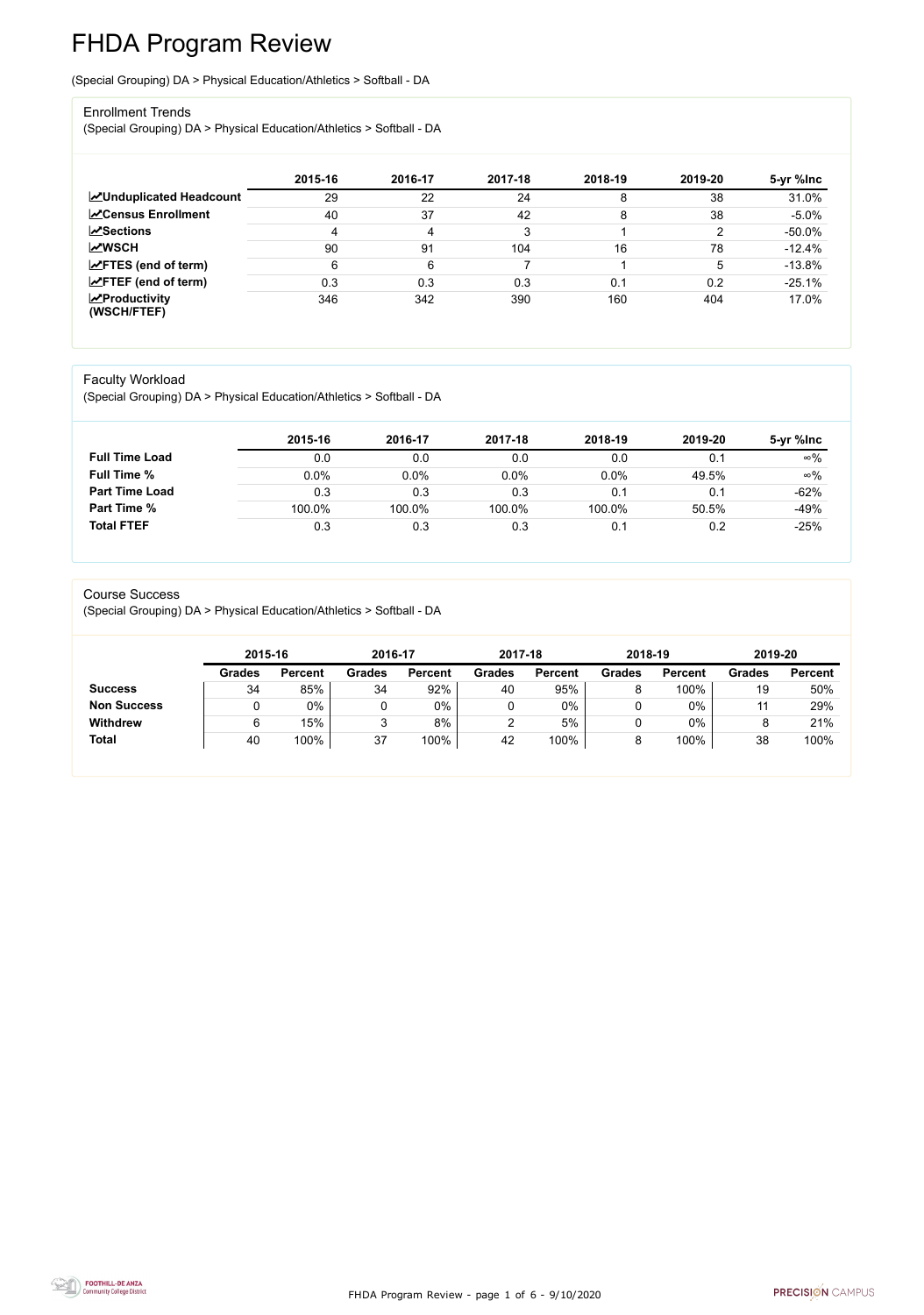# FHDA Program Review

(Special Grouping) DA > Physical Education/Athletics > Softball - DA

## Enrollment Trends

(Special Grouping) DA > Physical Education/Athletics > Softball - DA

| | 2015-16 | 2016-17 | 2017-18 | 2018-19 | 2019-20 | 5-yr %Inc |
|---|---|---|---|---|---|---|
| **Unduplicated Headcount** | 29 | 22 | 24 | 8 | 38 | 31.0% |
| **Census Enrollment** | 40 | 37 | 42 | 8 | 38 | -5.0% |
| **Sections** | 4 | 4 | 3 | 1 | 2 | -50.0% |
| **WSCH** | 90 | 91 | 104 | 16 | 78 | -12.4% |
| **FTES (end of term)** | 6 | 6 | 7 | 1 | 5 | -13.8% |
| **FTEF (end of term)** | 0.3 | 0.3 | 0.3 | 0.1 | 0.2 | -25.1% |
| **Productivity (WSCH/FTEF)** | 346 | 342 | 390 | 160 | 404 | 17.0% |

## Faculty Workload

(Special Grouping) DA > Physical Education/Athletics > Softball - DA

| | 2015-16 | 2016-17 | 2017-18 | 2018-19 | 2019-20 | 5-yr %Inc |
|---|---|---|---|---|---|---|
| **Full Time Load** | 0.0 | 0.0 | 0.0 | 0.0 | 0.1 | ∞% |
| **Full Time %** | 0.0% | 0.0% | 0.0% | 0.0% | 49.5% | ∞% |
| **Part Time Load** | 0.3 | 0.3 | 0.3 | 0.1 | 0.1 | -62% |
| **Part Time %** | 100.0% | 100.0% | 100.0% | 100.0% | 50.5% | -49% |
| **Total FTEF** | 0.3 | 0.3 | 0.3 | 0.1 | 0.2 | -25% |

## Course Success

(Special Grouping) DA > Physical Education/Athletics > Softball - DA

| | 2015-16 | | 2016-17 | | 2017-18 | | 2018-19 | | 2019-20 | |
|---|---|---|---|---|---|---|---|---|---|---|
| | Grades | Percent | Grades | Percent | Grades | Percent | Grades | Percent | Grades | Percent |
| **Success** | 34 | 85% | 34 | 92% | 40 | 95% | 8 | 100% | 19 | 50% |
| **Non Success** | 0 | 0% | 0 | 0% | 0 | 0% | 0 | 0% | 11 | 29% |
| **Withdrew** | 6 | 15% | 3 | 8% | 2 | 5% | 0 | 0% | 8 | 21% |
| **Total** | 40 | 100% | 37 | 100% | 42 | 100% | 8 | 100% | 38 | 100% |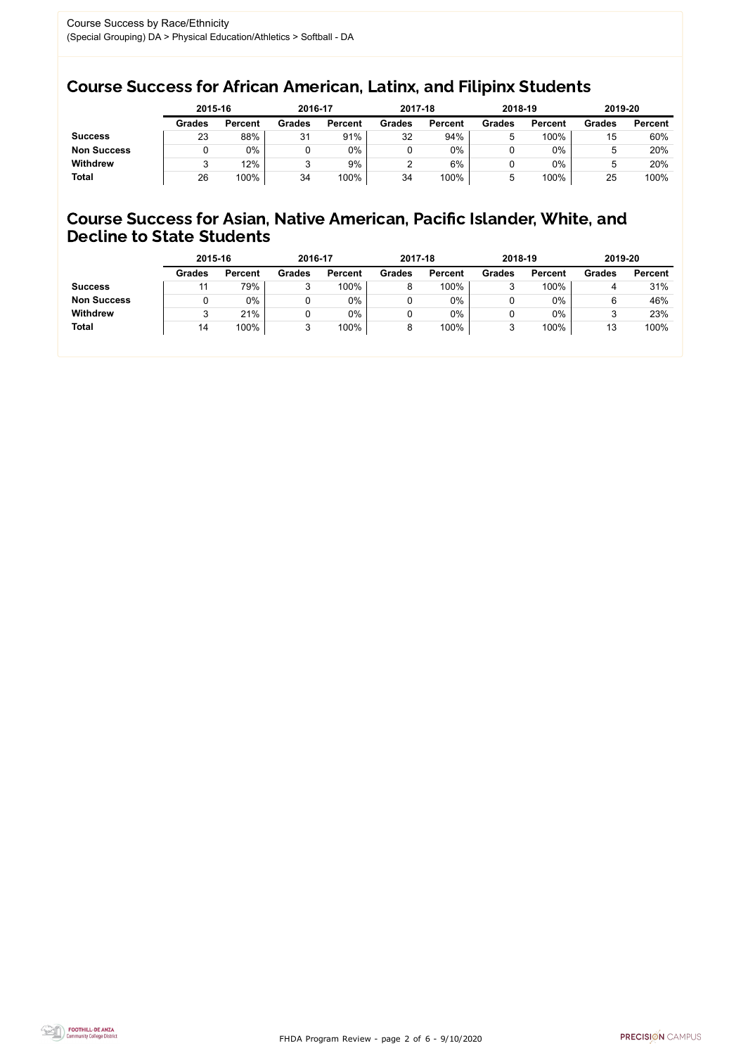Course Success by Race/Ethnicity
(Special Grouping) DA > Physical Education/Athletics > Softball - DA

## Course Success for African American, Latinx, and Filipinx Students

| | 2015-16 | | 2016-17 | | 2017-18 | | 2018-19 | | 2019-20 | |
|---|---|---|---|---|---|---|---|---|---|---|
| | Grades | Percent | Grades | Percent | Grades | Percent | Grades | Percent | Grades | Percent |
| **Success** | 23 | 88% | 31 | 91% | 32 | 94% | 5 | 100% | 15 | 60% |
| **Non Success** | 0 | 0% | 0 | 0% | 0 | 0% | 0 | 0% | 5 | 20% |
| **Withdrew** | 3 | 12% | 3 | 9% | 2 | 6% | 0 | 0% | 5 | 20% |
| **Total** | 26 | 100% | 34 | 100% | 34 | 100% | 5 | 100% | 25 | 100% |

## Course Success for Asian, Native American, Pacific Islander, White, and Decline to State Students

| | 2015-16 | | 2016-17 | | 2017-18 | | 2018-19 | | 2019-20 | |
|---|---|---|---|---|---|---|---|---|---|---|
| | Grades | Percent | Grades | Percent | Grades | Percent | Grades | Percent | Grades | Percent |
| **Success** | 11 | 79% | 3 | 100% | 8 | 100% | 3 | 100% | 4 | 31% |
| **Non Success** | 0 | 0% | 0 | 0% | 0 | 0% | 0 | 0% | 6 | 46% |
| **Withdrew** | 3 | 21% | 0 | 0% | 0 | 0% | 0 | 0% | 3 | 23% |
| **Total** | 14 | 100% | 3 | 100% | 8 | 100% | 3 | 100% | 13 | 100% |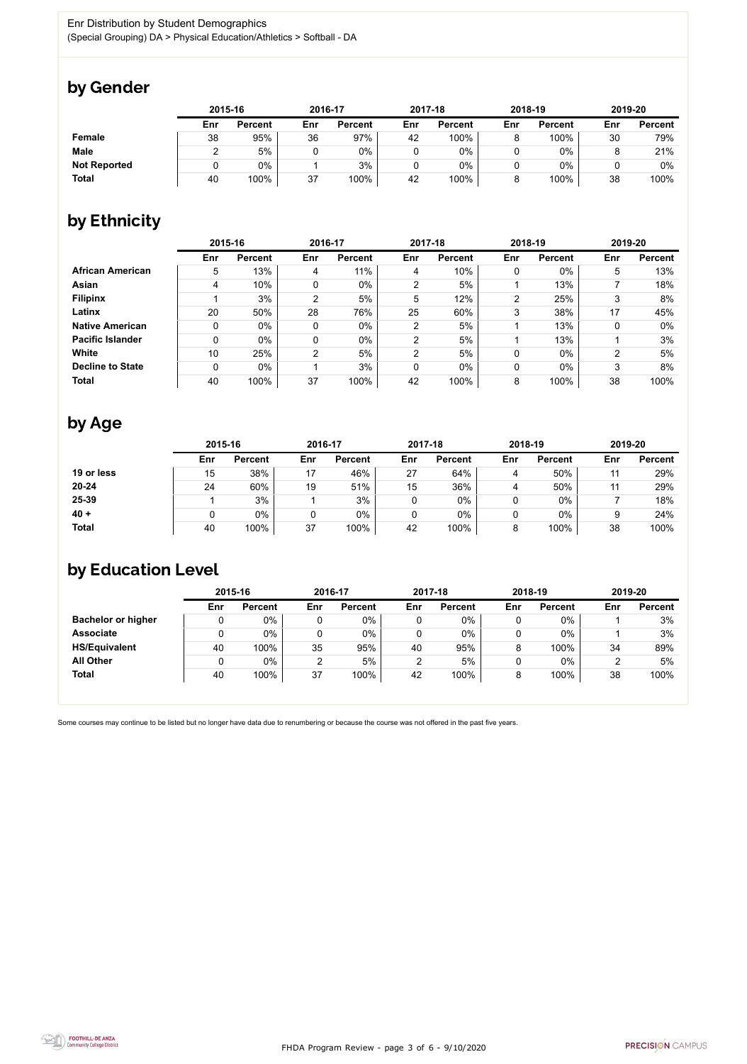Enr Distribution by Student Demographics
(Special Grouping) DA > Physical Education/Athletics > Softball - DA

## by Gender

| | 2015-16 | | 2016-17 | | 2017-18 | | 2018-19 | | 2019-20 | |
|---|---|---|---|---|---|---|---|---|---|---|
| | Enr | Percent | Enr | Percent | Enr | Percent | Enr | Percent | Enr | Percent |
| **Female** | 38 | 95% | 36 | 97% | 42 | 100% | 8 | 100% | 30 | 79% |
| **Male** | 2 | 5% | 0 | 0% | 0 | 0% | 0 | 0% | 8 | 21% |
| **Not Reported** | 0 | 0% | 1 | 3% | 0 | 0% | 0 | 0% | 0 | 0% |
| **Total** | 40 | 100% | 37 | 100% | 42 | 100% | 8 | 100% | 38 | 100% |

## by Ethnicity

| | 2015-16 | | 2016-17 | | 2017-18 | | 2018-19 | | 2019-20 | |
|---|---|---|---|---|---|---|---|---|---|---|
| | Enr | Percent | Enr | Percent | Enr | Percent | Enr | Percent | Enr | Percent |
| **African American** | 5 | 13% | 4 | 11% | 4 | 10% | 0 | 0% | 5 | 13% |
| **Asian** | 4 | 10% | 0 | 0% | 2 | 5% | 1 | 13% | 7 | 18% |
| **Filipinx** | 1 | 3% | 2 | 5% | 5 | 12% | 2 | 25% | 3 | 8% |
| **Latinx** | 20 | 50% | 28 | 76% | 25 | 60% | 3 | 38% | 17 | 45% |
| **Native American** | 0 | 0% | 0 | 0% | 2 | 5% | 1 | 13% | 0 | 0% |
| **Pacific Islander** | 0 | 0% | 0 | 0% | 2 | 5% | 1 | 13% | 1 | 3% |
| **White** | 10 | 25% | 2 | 5% | 2 | 5% | 0 | 0% | 2 | 5% |
| **Decline to State** | 0 | 0% | 1 | 3% | 0 | 0% | 0 | 0% | 3 | 8% |
| **Total** | 40 | 100% | 37 | 100% | 42 | 100% | 8 | 100% | 38 | 100% |

## by Age

| | 2015-16 | | 2016-17 | | 2017-18 | | 2018-19 | | 2019-20 | |
|---|---|---|---|---|---|---|---|---|---|---|
| | Enr | Percent | Enr | Percent | Enr | Percent | Enr | Percent | Enr | Percent |
| **19 or less** | 15 | 38% | 17 | 46% | 27 | 64% | 4 | 50% | 11 | 29% |
| **20-24** | 24 | 60% | 19 | 51% | 15 | 36% | 4 | 50% | 11 | 29% |
| **25-39** | 1 | 3% | 1 | 3% | 0 | 0% | 0 | 0% | 7 | 18% |
| **40 +** | 0 | 0% | 0 | 0% | 0 | 0% | 0 | 0% | 9 | 24% |
| **Total** | 40 | 100% | 37 | 100% | 42 | 100% | 8 | 100% | 38 | 100% |

## by Education Level

| | 2015-16 | | 2016-17 | | 2017-18 | | 2018-19 | | 2019-20 | |
|---|---|---|---|---|---|---|---|---|---|---|
| | Enr | Percent | Enr | Percent | Enr | Percent | Enr | Percent | Enr | Percent |
| **Bachelor or higher** | 0 | 0% | 0 | 0% | 0 | 0% | 0 | 0% | 1 | 3% |
| **Associate** | 0 | 0% | 0 | 0% | 0 | 0% | 0 | 0% | 1 | 3% |
| **HS/Equivalent** | 40 | 100% | 35 | 95% | 40 | 95% | 8 | 100% | 34 | 89% |
| **All Other** | 0 | 0% | 2 | 5% | 2 | 5% | 0 | 0% | 2 | 5% |
| **Total** | 40 | 100% | 37 | 100% | 42 | 100% | 8 | 100% | 38 | 100% |

Some courses may continue to be listed but no longer have data due to renumbering or because the course was not offered in the past five years.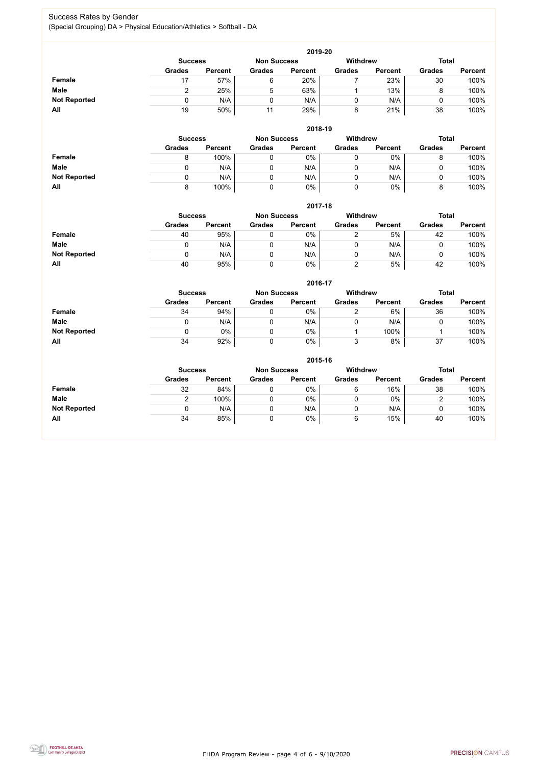# Success Rates by Gender

(Special Grouping) DA > Physical Education/Athletics > Softball - DA

### 2019-20

| | Success | | Non Success | | Withdrew | | Total | |
|---|---|---|---|---|---|---|---|---|
| | Grades | Percent | Grades | Percent | Grades | Percent | Grades | Percent |
| **Female** | 17 | 57% | 6 | 20% | 7 | 23% | 30 | 100% |
| **Male** | 2 | 25% | 5 | 63% | 1 | 13% | 8 | 100% |
| **Not Reported** | 0 | N/A | 0 | N/A | 0 | N/A | 0 | 100% |
| **All** | 19 | 50% | 11 | 29% | 8 | 21% | 38 | 100% |

### 2018-19

| | Success | | Non Success | | Withdrew | | Total | |
|---|---|---|---|---|---|---|---|---|
| | Grades | Percent | Grades | Percent | Grades | Percent | Grades | Percent |
| **Female** | 8 | 100% | 0 | 0% | 0 | 0% | 8 | 100% |
| **Male** | 0 | N/A | 0 | N/A | 0 | N/A | 0 | 100% |
| **Not Reported** | 0 | N/A | 0 | N/A | 0 | N/A | 0 | 100% |
| **All** | 8 | 100% | 0 | 0% | 0 | 0% | 8 | 100% |

### 2017-18

| | Success | | Non Success | | Withdrew | | Total | |
|---|---|---|---|---|---|---|---|---|
| | Grades | Percent | Grades | Percent | Grades | Percent | Grades | Percent |
| **Female** | 40 | 95% | 0 | 0% | 2 | 5% | 42 | 100% |
| **Male** | 0 | N/A | 0 | N/A | 0 | N/A | 0 | 100% |
| **Not Reported** | 0 | N/A | 0 | N/A | 0 | N/A | 0 | 100% |
| **All** | 40 | 95% | 0 | 0% | 2 | 5% | 42 | 100% |

### 2016-17

| | Success | | Non Success | | Withdrew | | Total | |
|---|---|---|---|---|---|---|---|---|
| | Grades | Percent | Grades | Percent | Grades | Percent | Grades | Percent |
| **Female** | 34 | 94% | 0 | 0% | 2 | 6% | 36 | 100% |
| **Male** | 0 | N/A | 0 | N/A | 0 | N/A | 0 | 100% |
| **Not Reported** | 0 | 0% | 0 | 0% | 1 | 100% | 1 | 100% |
| **All** | 34 | 92% | 0 | 0% | 3 | 8% | 37 | 100% |

### 2015-16

| | Success | | Non Success | | Withdrew | | Total | |
|---|---|---|---|---|---|---|---|---|
| | Grades | Percent | Grades | Percent | Grades | Percent | Grades | Percent |
| **Female** | 32 | 84% | 0 | 0% | 6 | 16% | 38 | 100% |
| **Male** | 2 | 100% | 0 | 0% | 0 | 0% | 2 | 100% |
| **Not Reported** | 0 | N/A | 0 | N/A | 0 | N/A | 0 | 100% |
| **All** | 34 | 85% | 0 | 0% | 6 | 15% | 40 | 100% |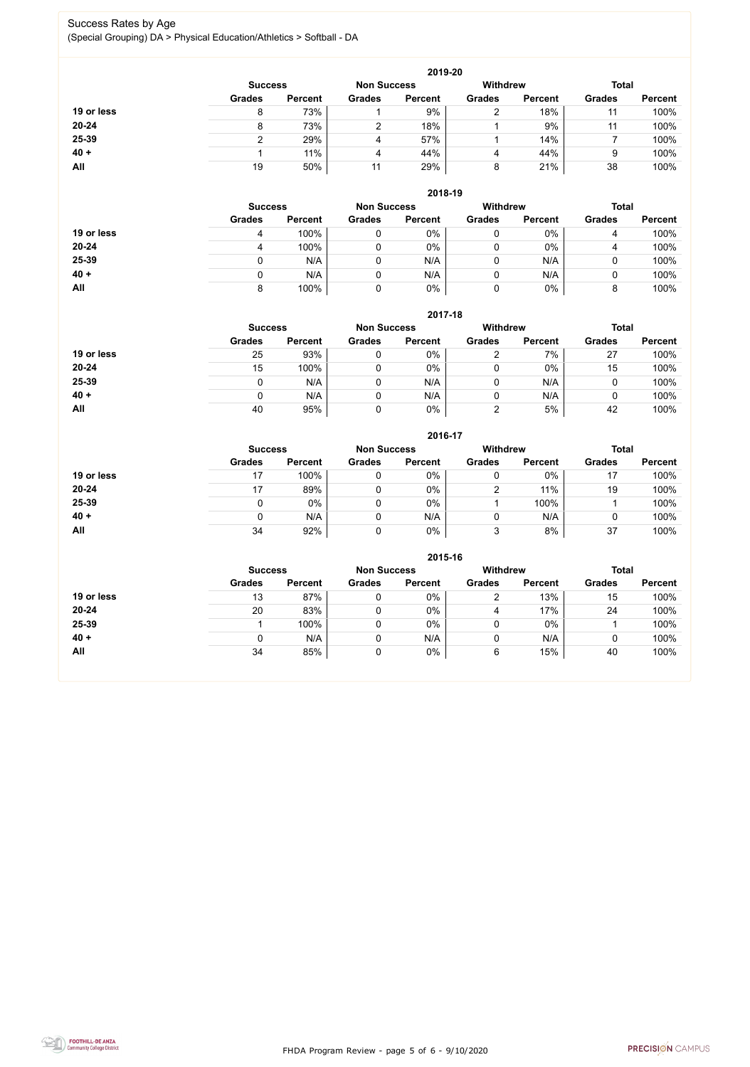# Success Rates by Age

(Special Grouping) DA > Physical Education/Athletics > Softball - DA

### 2019-20

| | Success | | Non Success | | Withdrew | | Total | |
|---|---|---|---|---|---|---|---|---|
| | Grades | Percent | Grades | Percent | Grades | Percent | Grades | Percent |
| **19 or less** | 8 | 73% | 1 | 9% | 2 | 18% | 11 | 100% |
| **20-24** | 8 | 73% | 2 | 18% | 1 | 9% | 11 | 100% |
| **25-39** | 2 | 29% | 4 | 57% | 1 | 14% | 7 | 100% |
| **40 +** | 1 | 11% | 4 | 44% | 4 | 44% | 9 | 100% |
| **All** | 19 | 50% | 11 | 29% | 8 | 21% | 38 | 100% |

### 2018-19

| | Success | | Non Success | | Withdrew | | Total | |
|---|---|---|---|---|---|---|---|---|
| | Grades | Percent | Grades | Percent | Grades | Percent | Grades | Percent |
| **19 or less** | 4 | 100% | 0 | 0% | 0 | 0% | 4 | 100% |
| **20-24** | 4 | 100% | 0 | 0% | 0 | 0% | 4 | 100% |
| **25-39** | 0 | N/A | 0 | N/A | 0 | N/A | 0 | 100% |
| **40 +** | 0 | N/A | 0 | N/A | 0 | N/A | 0 | 100% |
| **All** | 8 | 100% | 0 | 0% | 0 | 0% | 8 | 100% |

### 2017-18

| | Success | | Non Success | | Withdrew | | Total | |
|---|---|---|---|---|---|---|---|---|
| | Grades | Percent | Grades | Percent | Grades | Percent | Grades | Percent |
| **19 or less** | 25 | 93% | 0 | 0% | 2 | 7% | 27 | 100% |
| **20-24** | 15 | 100% | 0 | 0% | 0 | 0% | 15 | 100% |
| **25-39** | 0 | N/A | 0 | N/A | 0 | N/A | 0 | 100% |
| **40 +** | 0 | N/A | 0 | N/A | 0 | N/A | 0 | 100% |
| **All** | 40 | 95% | 0 | 0% | 2 | 5% | 42 | 100% |

### 2016-17

| | Success | | Non Success | | Withdrew | | Total | |
|---|---|---|---|---|---|---|---|---|
| | Grades | Percent | Grades | Percent | Grades | Percent | Grades | Percent |
| **19 or less** | 17 | 100% | 0 | 0% | 0 | 0% | 17 | 100% |
| **20-24** | 17 | 89% | 0 | 0% | 2 | 11% | 19 | 100% |
| **25-39** | 0 | 0% | 0 | 0% | 1 | 100% | 1 | 100% |
| **40 +** | 0 | N/A | 0 | N/A | 0 | N/A | 0 | 100% |
| **All** | 34 | 92% | 0 | 0% | 3 | 8% | 37 | 100% |

### 2015-16

| | Success | | Non Success | | Withdrew | | Total | |
|---|---|---|---|---|---|---|---|---|
| | Grades | Percent | Grades | Percent | Grades | Percent | Grades | Percent |
| **19 or less** | 13 | 87% | 0 | 0% | 2 | 13% | 15 | 100% |
| **20-24** | 20 | 83% | 0 | 0% | 4 | 17% | 24 | 100% |
| **25-39** | 1 | 100% | 0 | 0% | 0 | 0% | 1 | 100% |
| **40 +** | 0 | N/A | 0 | N/A | 0 | N/A | 0 | 100% |
| **All** | 34 | 85% | 0 | 0% | 6 | 15% | 40 | 100% |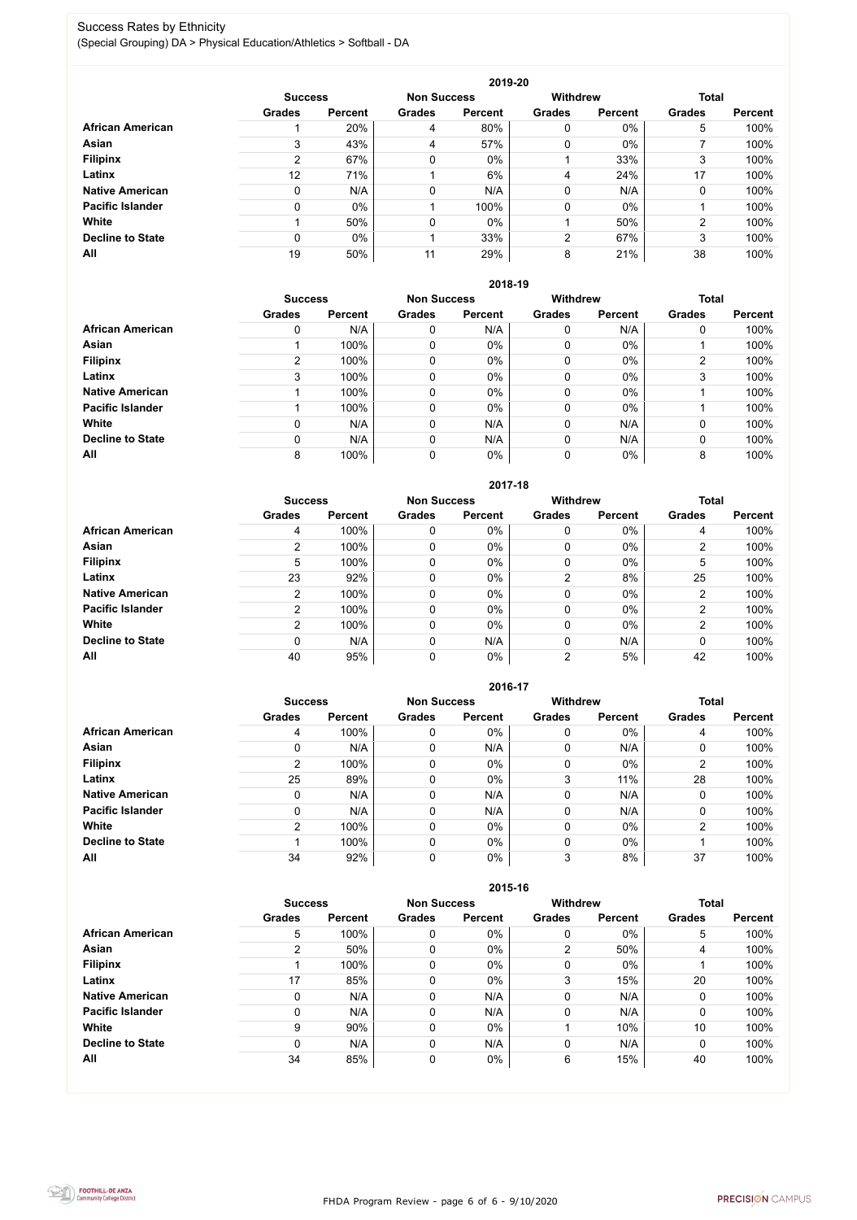# Success Rates by Ethnicity

(Special Grouping) DA > Physical Education/Athletics > Softball - DA

### 2019-20

| | Success | | Non Success | | Withdrew | | Total | |
|---|---|---|---|---|---|---|---|---|
| | Grades | Percent | Grades | Percent | Grades | Percent | Grades | Percent |
| **African American** | 1 | 20% | 4 | 80% | 0 | 0% | 5 | 100% |
| **Asian** | 3 | 43% | 4 | 57% | 0 | 0% | 7 | 100% |
| **Filipinx** | 2 | 67% | 0 | 0% | 1 | 33% | 3 | 100% |
| **Latinx** | 12 | 71% | 1 | 6% | 4 | 24% | 17 | 100% |
| **Native American** | 0 | N/A | 0 | N/A | 0 | N/A | 0 | 100% |
| **Pacific Islander** | 0 | 0% | 1 | 100% | 0 | 0% | 1 | 100% |
| **White** | 1 | 50% | 0 | 0% | 1 | 50% | 2 | 100% |
| **Decline to State** | 0 | 0% | 1 | 33% | 2 | 67% | 3 | 100% |
| **All** | 19 | 50% | 11 | 29% | 8 | 21% | 38 | 100% |

### 2018-19

| | Success | | Non Success | | Withdrew | | Total | |
|---|---|---|---|---|---|---|---|---|
| | Grades | Percent | Grades | Percent | Grades | Percent | Grades | Percent |
| **African American** | 0 | N/A | 0 | N/A | 0 | N/A | 0 | 100% |
| **Asian** | 1 | 100% | 0 | 0% | 0 | 0% | 1 | 100% |
| **Filipinx** | 2 | 100% | 0 | 0% | 0 | 0% | 2 | 100% |
| **Latinx** | 3 | 100% | 0 | 0% | 0 | 0% | 3 | 100% |
| **Native American** | 1 | 100% | 0 | 0% | 0 | 0% | 1 | 100% |
| **Pacific Islander** | 1 | 100% | 0 | 0% | 0 | 0% | 1 | 100% |
| **White** | 0 | N/A | 0 | N/A | 0 | N/A | 0 | 100% |
| **Decline to State** | 0 | N/A | 0 | N/A | 0 | N/A | 0 | 100% |
| **All** | 8 | 100% | 0 | 0% | 0 | 0% | 8 | 100% |

### 2017-18

| | Success | | Non Success | | Withdrew | | Total | |
|---|---|---|---|---|---|---|---|---|
| | Grades | Percent | Grades | Percent | Grades | Percent | Grades | Percent |
| **African American** | 4 | 100% | 0 | 0% | 0 | 0% | 4 | 100% |
| **Asian** | 2 | 100% | 0 | 0% | 0 | 0% | 2 | 100% |
| **Filipinx** | 5 | 100% | 0 | 0% | 0 | 0% | 5 | 100% |
| **Latinx** | 23 | 92% | 0 | 0% | 2 | 8% | 25 | 100% |
| **Native American** | 2 | 100% | 0 | 0% | 0 | 0% | 2 | 100% |
| **Pacific Islander** | 2 | 100% | 0 | 0% | 0 | 0% | 2 | 100% |
| **White** | 2 | 100% | 0 | 0% | 0 | 0% | 2 | 100% |
| **Decline to State** | 0 | N/A | 0 | N/A | 0 | N/A | 0 | 100% |
| **All** | 40 | 95% | 0 | 0% | 2 | 5% | 42 | 100% |

### 2016-17

| | Success | | Non Success | | Withdrew | | Total | |
|---|---|---|---|---|---|---|---|---|
| | Grades | Percent | Grades | Percent | Grades | Percent | Grades | Percent |
| **African American** | 4 | 100% | 0 | 0% | 0 | 0% | 4 | 100% |
| **Asian** | 0 | N/A | 0 | N/A | 0 | N/A | 0 | 100% |
| **Filipinx** | 2 | 100% | 0 | 0% | 0 | 0% | 2 | 100% |
| **Latinx** | 25 | 89% | 0 | 0% | 3 | 11% | 28 | 100% |
| **Native American** | 0 | N/A | 0 | N/A | 0 | N/A | 0 | 100% |
| **Pacific Islander** | 0 | N/A | 0 | N/A | 0 | N/A | 0 | 100% |
| **White** | 2 | 100% | 0 | 0% | 0 | 0% | 2 | 100% |
| **Decline to State** | 1 | 100% | 0 | 0% | 0 | 0% | 1 | 100% |
| **All** | 34 | 92% | 0 | 0% | 3 | 8% | 37 | 100% |

### 2015-16

| | Success | | Non Success | | Withdrew | | Total | |
|---|---|---|---|---|---|---|---|---|
| | Grades | Percent | Grades | Percent | Grades | Percent | Grades | Percent |
| **African American** | 5 | 100% | 0 | 0% | 0 | 0% | 5 | 100% |
| **Asian** | 2 | 50% | 0 | 0% | 2 | 50% | 4 | 100% |
| **Filipinx** | 1 | 100% | 0 | 0% | 0 | 0% | 1 | 100% |
| **Latinx** | 17 | 85% | 0 | 0% | 3 | 15% | 20 | 100% |
| **Native American** | 0 | N/A | 0 | N/A | 0 | N/A | 0 | 100% |
| **Pacific Islander** | 0 | N/A | 0 | N/A | 0 | N/A | 0 | 100% |
| **White** | 9 | 90% | 0 | 0% | 1 | 10% | 10 | 100% |
| **Decline to State** | 0 | N/A | 0 | N/A | 0 | N/A | 0 | 100% |
| **All** | 34 | 85% | 0 | 0% | 6 | 15% | 40 | 100% |